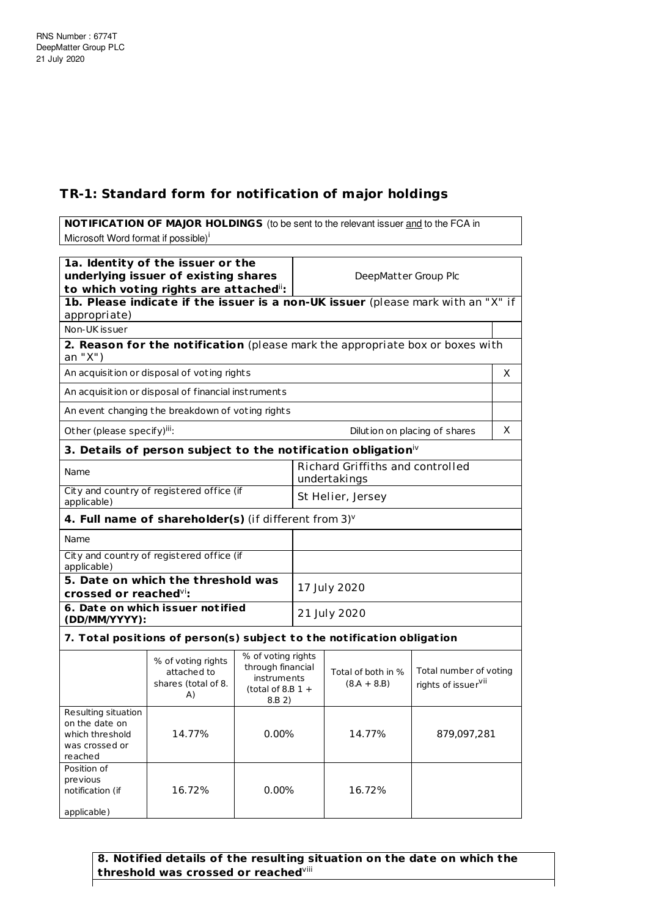RNS Number : 6774T
DeepMatter Group PLC
21 July 2020

## TR-1: Standard form for notification of major holdings

| **NOTIFICATION OF MAJOR HOLDINGS** (to be sent to the relevant issuer and to the FCA in Microsoft Word format if possible)[i] |
|---|

| | |
|---|---|
| **1a. Identity of the issuer or the underlying issuer of existing shares to which voting rights are attached**[ii]**:** | DeepMatter Group Plc |

| | |
|---|---|
| **1b. Please indicate if the issuer is a non-UK issuer** (please mark with an "X" if appropriate) | |
| Non-UK issuer | |
| **2. Reason for the notification** (please mark the appropriate box or boxes with an "X") | |
| An acquisition or disposal of voting rights | X |
| An acquisition or disposal of financial instruments | |
| An event changing the breakdown of voting rights | |
| Other (please specify)[iii]: Dilution on placing of shares | X |

| | |
|---|---|
| **3. Details of person subject to the notification obligation**[iv] | |
| Name | Richard Griffiths and controlled undertakings |
| City and country of registered office (if applicable) | St Helier, Jersey |
| **4. Full name of shareholder(s)** (if different from 3)[v] | |
| Name | |
| City and country of registered office (if applicable) | |
| **5. Date on which the threshold was crossed or reached**[vi]**:** | 17 July 2020 |
| **6. Date on which issuer notified (DD/MM/YYYY):** | 21 July 2020 |

**7. Total positions of person(s) subject to the notification obligation**

| | % of voting rights attached to shares (total of 8. A) | % of voting rights through financial instruments (total of 8.B 1 + 8.B 2) | Total of both in % (8.A + 8.B) | Total number of voting rights of issuer[vii] |
|---|---|---|---|---|
| Resulting situation on the date on which threshold was crossed or reached | 14.77% | 0.00% | 14.77% | 879,097,281 |
| Position of previous notification (if applicable) | 16.72% | 0.00% | 16.72% | |

**8. Notified details of the resulting situation on the date on which the threshold was crossed or reached**[viii]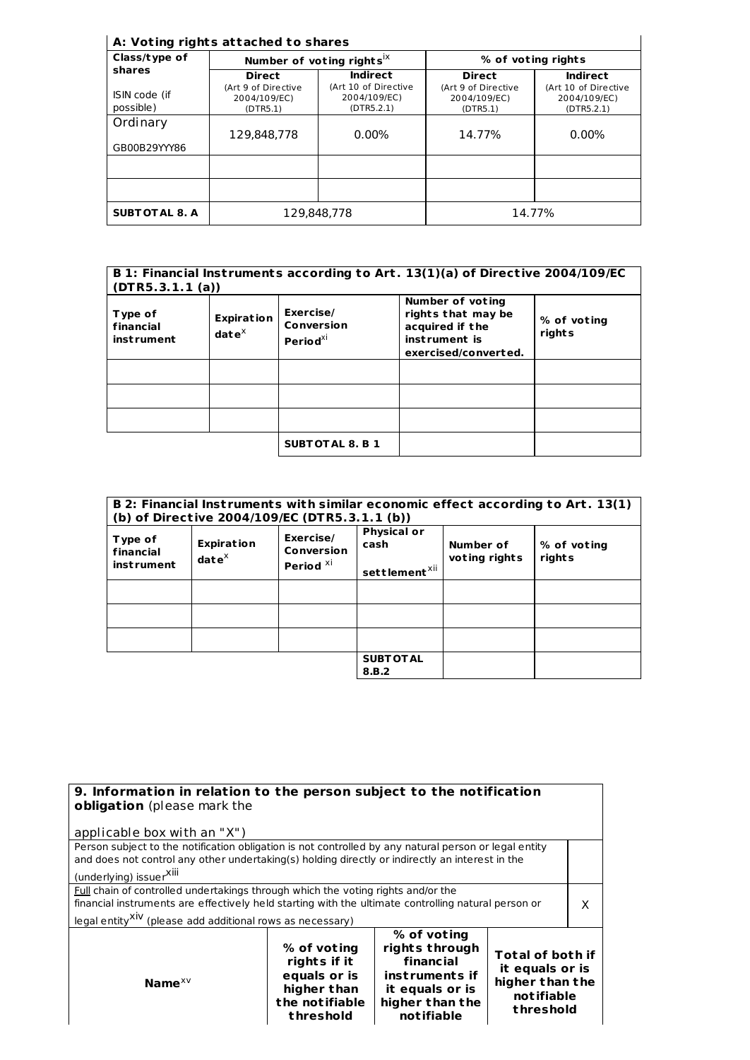**A: Voting rights attached to shares**

| Class/type of shares<br><br>ISIN code (if possible) | Number of voting rights[ix] | | % of voting rights | |
|---|---|---|---|---|
| | **Direct**<br>(Art 9 of Directive 2004/109/EC) (DTR5.1) | **Indirect**<br>(Art 10 of Directive 2004/109/EC) (DTR5.2.1) | **Direct**<br>(Art 9 of Directive 2004/109/EC) (DTR5.1) | **Indirect**<br>(Art 10 of Directive 2004/109/EC) (DTR5.2.1) |
| Ordinary<br><br>GB00B29YYY86 | 129,848,778 | 0.00% | 14.77% | 0.00% |
| | | | | |
| | | | | |
| **SUBTOTAL 8. A** | 129,848,778 | | 14.77% | |

**B 1: Financial Instruments according to Art. 13(1)(a) of Directive 2004/109/EC (DTR5.3.1.1 (a))**

| Type of financial instrument | Expiration date[x] | Exercise/ Conversion Period[xi] | Number of voting rights that may be acquired if the instrument is exercised/converted. | % of voting rights |
|---|---|---|---|---|
| | | | | |
| | | | | |
| | | | | |
| | | **SUBTOTAL 8. B 1** | | |

**B 2: Financial Instruments with similar economic effect according to Art. 13(1) (b) of Directive 2004/109/EC (DTR5.3.1.1 (b))**

| Type of financial instrument | Expiration date[x] | Exercise/ Conversion Period [xi] | Physical or cash settlement[xii] | Number of voting rights | % of voting rights |
|---|---|---|---|---|---|
| | | | | | |
| | | | | | |
| | | | | | |
| | | | **SUBTOTAL 8.B.2** | | |

**9. Information in relation to the person subject to the notification obligation** (please mark the applicable box with an "X")

| | |
|---|---|
| Person subject to the notification obligation is not controlled by any natural person or legal entity and does not control any other undertaking(s) holding directly or indirectly an interest in the (underlying) issuer[xiii] | |
| Full chain of controlled undertakings through which the voting rights and/or the financial instruments are effectively held starting with the ultimate controlling natural person or legal entity[xiv] (please add additional rows as necessary) | X |

| Name[xv] | % of voting rights if it equals or is higher than the notifiable threshold | % of voting rights through financial instruments if it equals or is higher than the notifiable | Total of both if it equals or is higher than the notifiable threshold |
|---|---|---|---|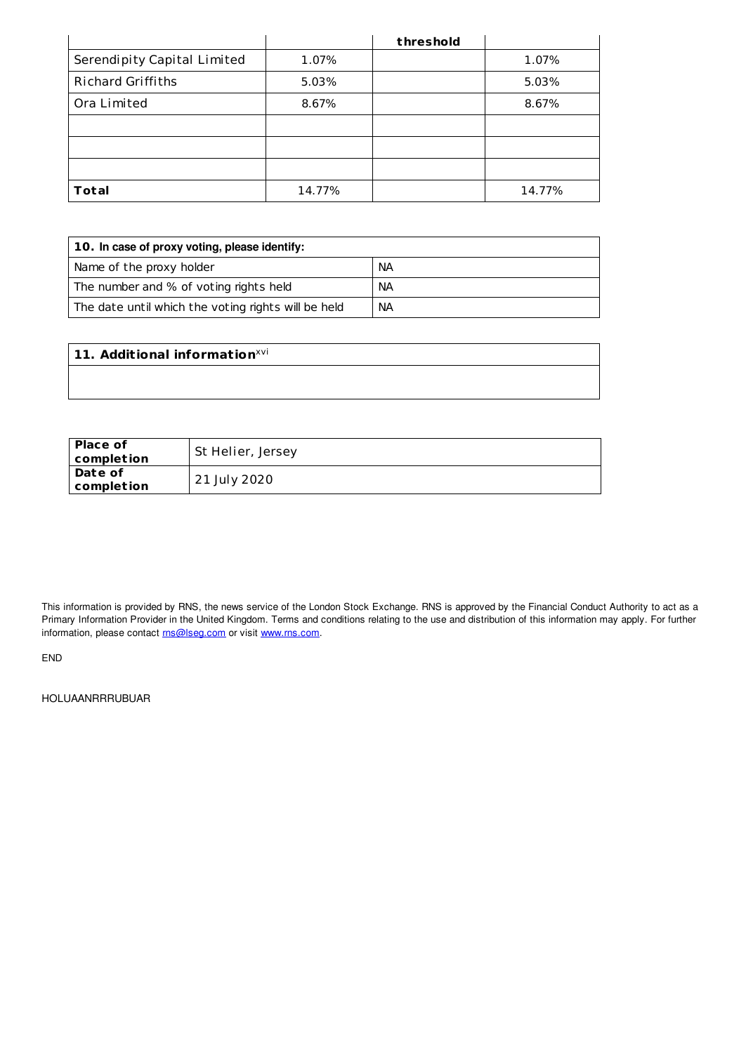| | | threshold | |
|---|---|---|---|
| Serendipity Capital Limited | 1.07% | | 1.07% |
| Richard Griffiths | 5.03% | | 5.03% |
| Ora Limited | 8.67% | | 8.67% |
| | | | |
| | | | |
| | | | |
| **Total** | 14.77% | | 14.77% |

| **10.** **In case of proxy voting, please identify:** | |
|---|---|
| Name of the proxy holder | NA |
| The number and % of voting rights held | NA |
| The date until which the voting rights will be held | NA |

| **11. Additional information**[xvi] |
|---|
| |

| | |
|---|---|
| **Place of completion** | St Helier, Jersey |
| **Date of completion** | 21 July 2020 |

This information is provided by RNS, the news service of the London Stock Exchange. RNS is approved by the Financial Conduct Authority to act as a Primary Information Provider in the United Kingdom. Terms and conditions relating to the use and distribution of this information may apply. For further information, please contact rns@lseg.com or visit www.rns.com.

END

HOLUAANRRRUBUAR